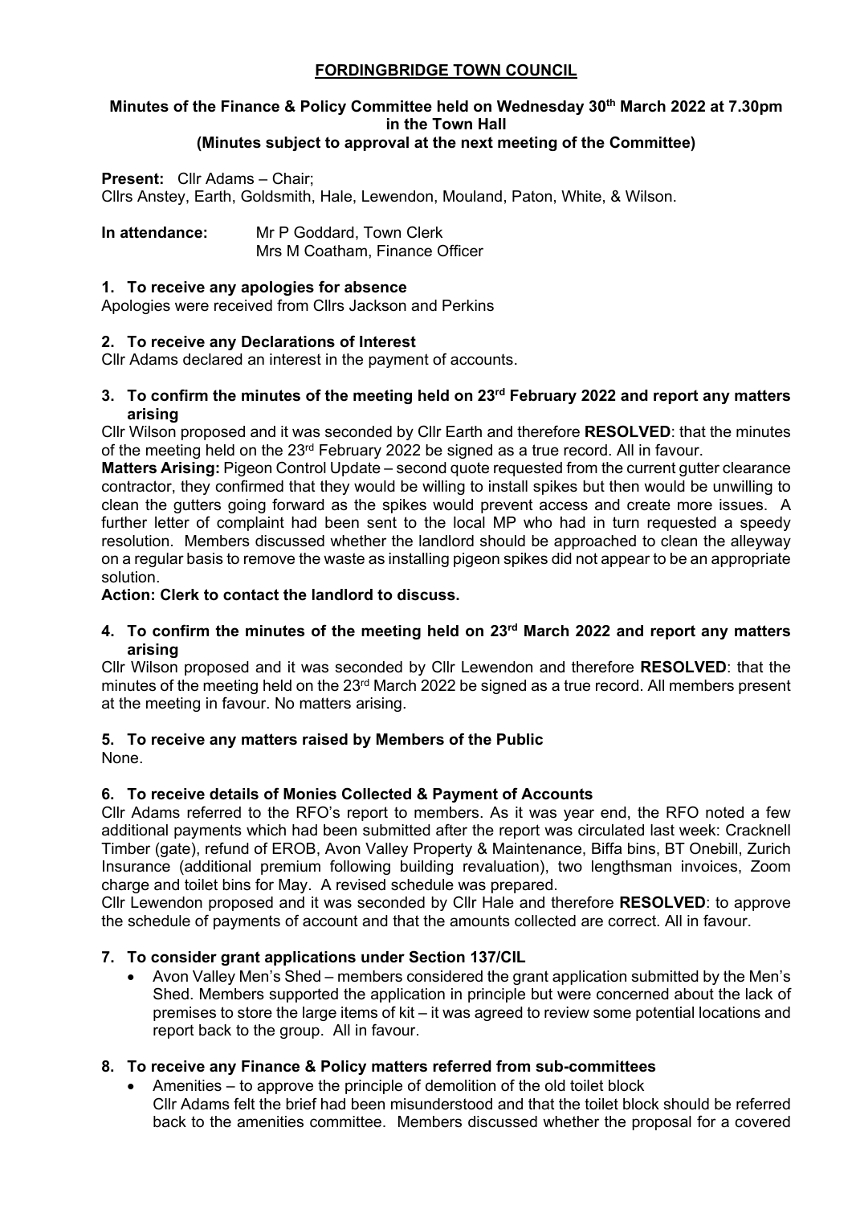# FORDINGBRIDGE TOWN COUNCIL

## Minutes of the Finance & Policy Committee held on Wednesday 30th March 2022 at 7.30pm in the Town Hall
## (Minutes subject to approval at the next meeting of the Committee)

**Present:** Cllr Adams – Chair;
Cllrs Anstey, Earth, Goldsmith, Hale, Lewendon, Mouland, Paton, White, & Wilson.

**In attendance:** Mr P Goddard, Town Clerk
Mrs M Coatham, Finance Officer

### 1. To receive any apologies for absence

Apologies were received from Cllrs Jackson and Perkins

### 2. To receive any Declarations of Interest

Cllr Adams declared an interest in the payment of accounts.

### 3. To confirm the minutes of the meeting held on 23rd February 2022 and report any matters arising

Cllr Wilson proposed and it was seconded by Cllr Earth and therefore **RESOLVED**: that the minutes of the meeting held on the 23rd February 2022 be signed as a true record. All in favour.

**Matters Arising:** Pigeon Control Update – second quote requested from the current gutter clearance contractor, they confirmed that they would be willing to install spikes but then would be unwilling to clean the gutters going forward as the spikes would prevent access and create more issues. A further letter of complaint had been sent to the local MP who had in turn requested a speedy resolution. Members discussed whether the landlord should be approached to clean the alleyway on a regular basis to remove the waste as installing pigeon spikes did not appear to be an appropriate solution.

**Action: Clerk to contact the landlord to discuss.**

### 4. To confirm the minutes of the meeting held on 23rd March 2022 and report any matters arising

Cllr Wilson proposed and it was seconded by Cllr Lewendon and therefore **RESOLVED**: that the minutes of the meeting held on the 23rd March 2022 be signed as a true record. All members present at the meeting in favour. No matters arising.

### 5. To receive any matters raised by Members of the Public

None.

### 6. To receive details of Monies Collected & Payment of Accounts

Cllr Adams referred to the RFO's report to members. As it was year end, the RFO noted a few additional payments which had been submitted after the report was circulated last week: Cracknell Timber (gate), refund of EROB, Avon Valley Property & Maintenance, Biffa bins, BT Onebill, Zurich Insurance (additional premium following building revaluation), two lengthsman invoices, Zoom charge and toilet bins for May. A revised schedule was prepared.

Cllr Lewendon proposed and it was seconded by Cllr Hale and therefore **RESOLVED**: to approve the schedule of payments of account and that the amounts collected are correct. All in favour.

### 7. To consider grant applications under Section 137/CIL

- Avon Valley Men's Shed – members considered the grant application submitted by the Men's Shed. Members supported the application in principle but were concerned about the lack of premises to store the large items of kit – it was agreed to review some potential locations and report back to the group. All in favour.

### 8. To receive any Finance & Policy matters referred from sub-committees

- Amenities – to approve the principle of demolition of the old toilet block
  Cllr Adams felt the brief had been misunderstood and that the toilet block should be referred back to the amenities committee. Members discussed whether the proposal for a covered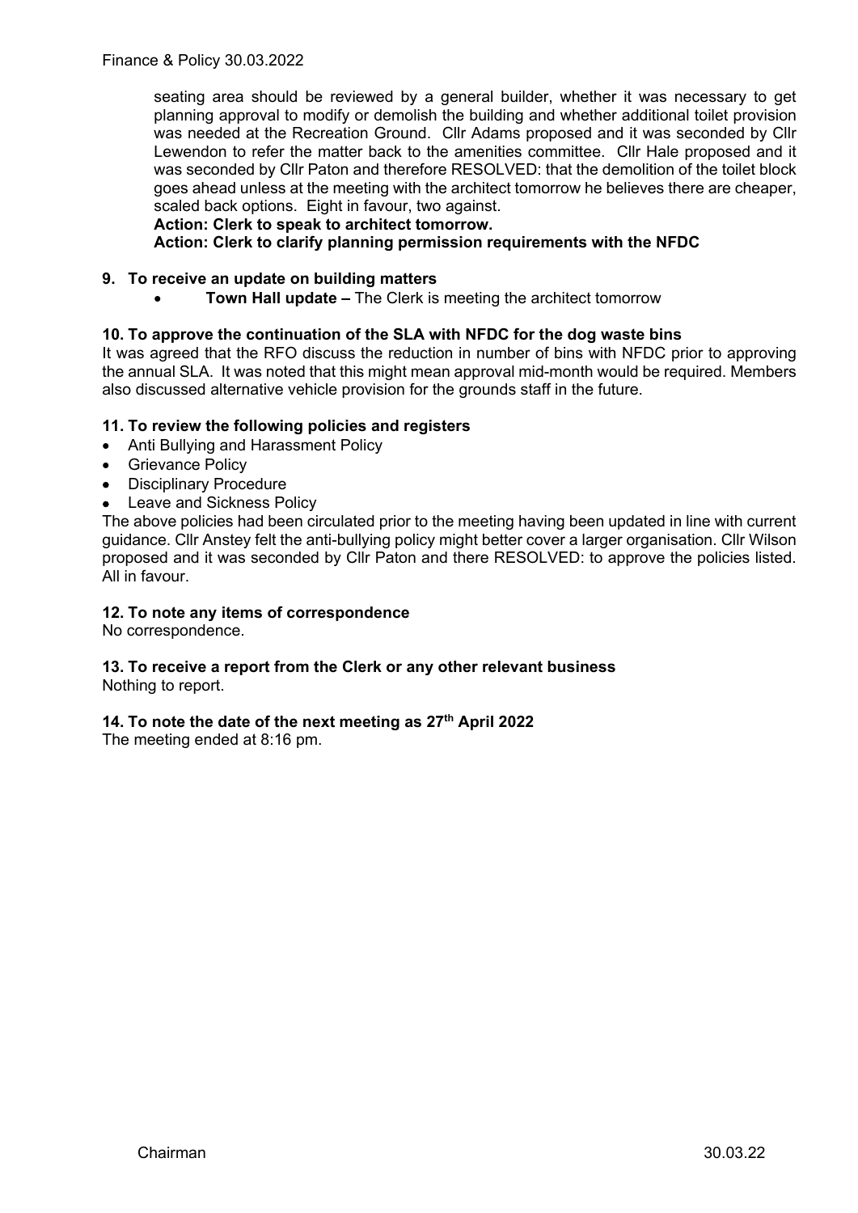seating area should be reviewed by a general builder, whether it was necessary to get planning approval to modify or demolish the building and whether additional toilet provision was needed at the Recreation Ground. Cllr Adams proposed and it was seconded by Cllr Lewendon to refer the matter back to the amenities committee. Cllr Hale proposed and it was seconded by Cllr Paton and therefore RESOLVED: that the demolition of the toilet block goes ahead unless at the meeting with the architect tomorrow he believes there are cheaper, scaled back options. Eight in favour, two against.

**Action: Clerk to speak to architect tomorrow.**

**Action: Clerk to clarify planning permission requirements with the NFDC**

## 9. To receive an update on building matters

- **Town Hall update –** The Clerk is meeting the architect tomorrow

## 10. To approve the continuation of the SLA with NFDC for the dog waste bins

It was agreed that the RFO discuss the reduction in number of bins with NFDC prior to approving the annual SLA. It was noted that this might mean approval mid-month would be required. Members also discussed alternative vehicle provision for the grounds staff in the future.

## 11. To review the following policies and registers

- Anti Bullying and Harassment Policy
- Grievance Policy
- Disciplinary Procedure
- Leave and Sickness Policy

The above policies had been circulated prior to the meeting having been updated in line with current guidance. Cllr Anstey felt the anti-bullying policy might better cover a larger organisation. Cllr Wilson proposed and it was seconded by Cllr Paton and there RESOLVED: to approve the policies listed. All in favour.

## 12. To note any items of correspondence

No correspondence.

## 13. To receive a report from the Clerk or any other relevant business

Nothing to report.

## 14. To note the date of the next meeting as 27th April 2022

The meeting ended at 8:16 pm.

Chairman 30.03.22